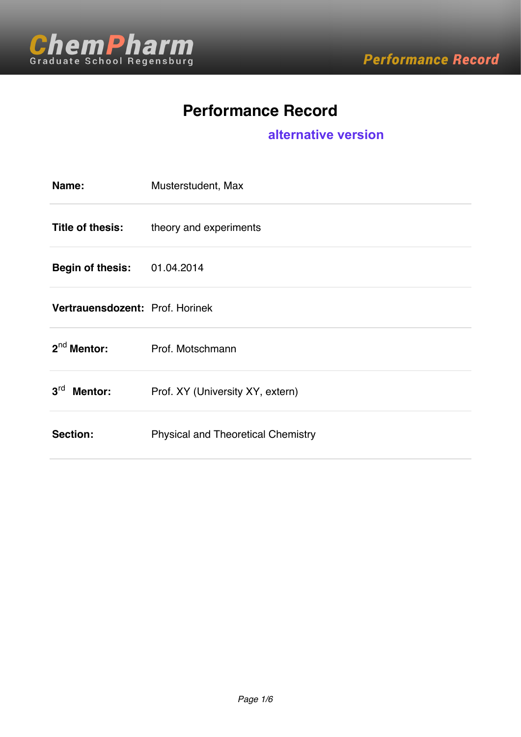# Performance Record

## alternative version

| | |
|---|---|
| **Name:** | Musterstudent, Max |
| **Title of thesis:** | theory and experiments |
| **Begin of thesis:** | 01.04.2014 |
| **Vertrauensdozent:** | Prof. Horinek |
| **2$^{nd}$ Mentor:** | Prof. Motschmann |
| **3$^{rd}$ Mentor:** | Prof. XY (University XY, extern) |
| **Section:** | Physical and Theoretical Chemistry |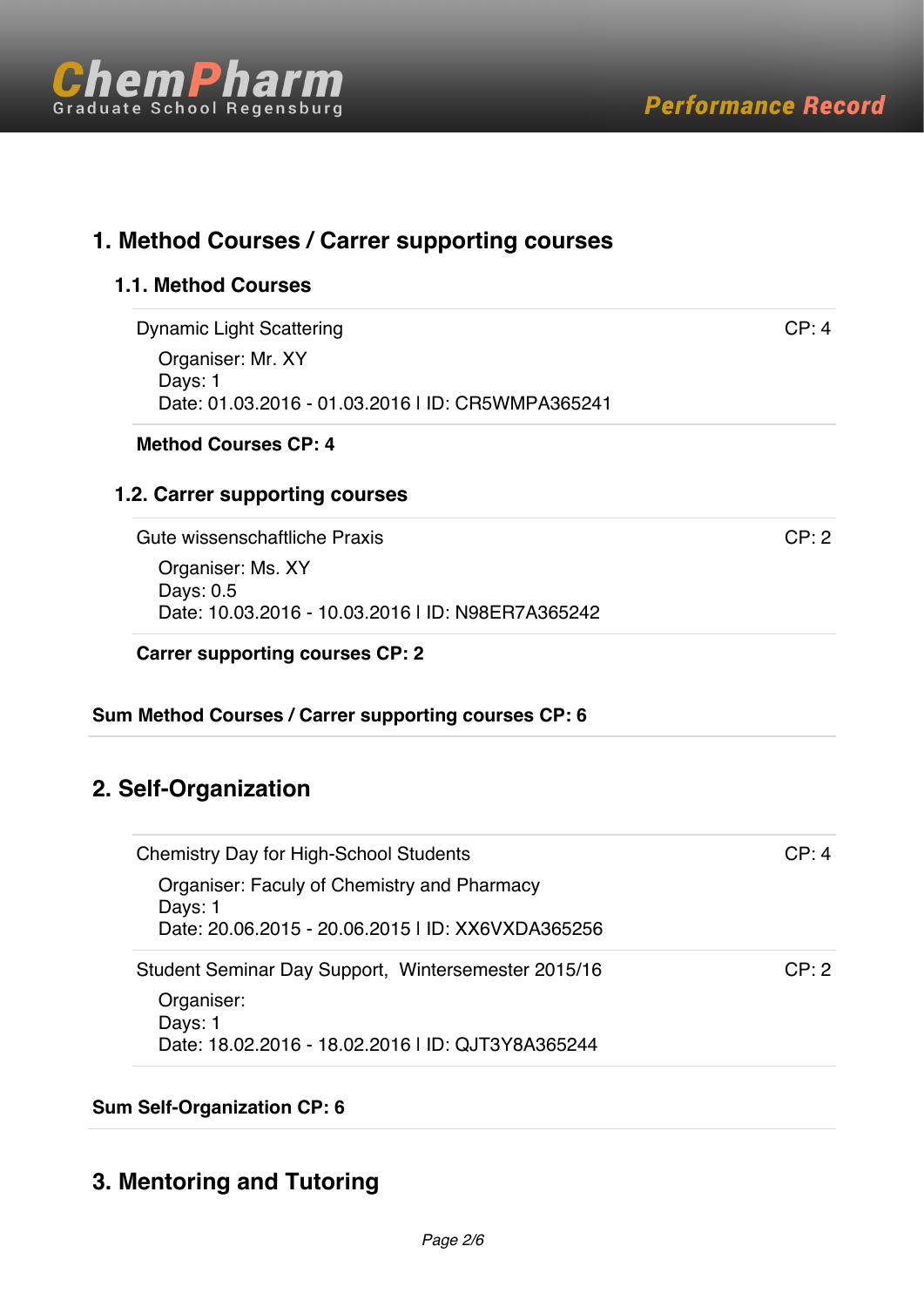## 1. Method Courses / Carrer supporting courses

### 1.1. Method Courses

Dynamic Light Scattering — CP: 4

Organiser: Mr. XY
Days: 1
Date: 01.03.2016 - 01.03.2016 | ID: CR5WMPA365241

**Method Courses CP: 4**

### 1.2. Carrer supporting courses

Gute wissenschaftliche Praxis — CP: 2

Organiser: Ms. XY
Days: 0.5
Date: 10.03.2016 - 10.03.2016 | ID: N98ER7A365242

**Carrer supporting courses CP: 2**

**Sum Method Courses / Carrer supporting courses CP: 6**

## 2. Self-Organization

Chemistry Day for High-School Students — CP: 4

Organiser: Faculy of Chemistry and Pharmacy
Days: 1
Date: 20.06.2015 - 20.06.2015 | ID: XX6VXDA365256

Student Seminar Day Support, Wintersemester 2015/16 — CP: 2

Organiser:
Days: 1
Date: 18.02.2016 - 18.02.2016 | ID: QJT3Y8A365244

**Sum Self-Organization CP: 6**

## 3. Mentoring and Tutoring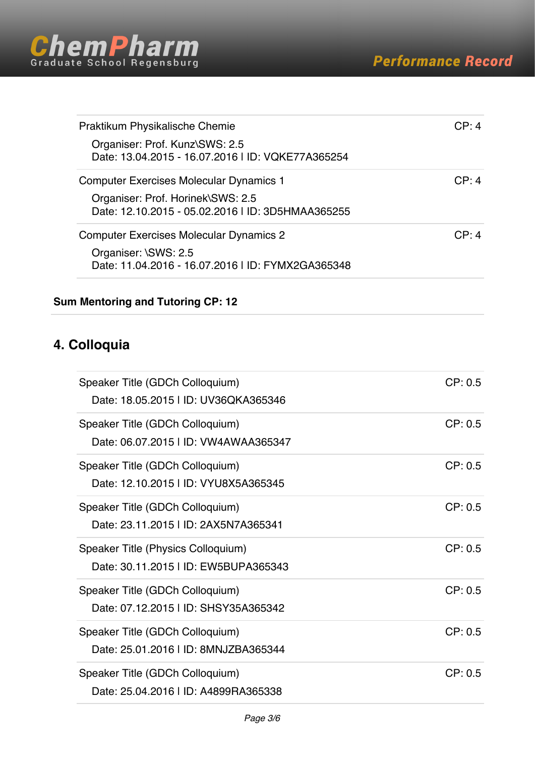| | |
|---|---|
| Praktikum Physikalische Chemie<br>Organiser: Prof. Kunz\SWS: 2.5<br>Date: 13.04.2015 - 16.07.2016 I ID: VQKE77A365254 | CP: 4 |
| Computer Exercises Molecular Dynamics 1<br>Organiser: Prof. Horinek\SWS: 2.5<br>Date: 12.10.2015 - 05.02.2016 I ID: 3D5HMAA365255 | CP: 4 |
| Computer Exercises Molecular Dynamics 2<br>Organiser: \SWS: 2.5<br>Date: 11.04.2016 - 16.07.2016 I ID: FYMX2GA365348 | CP: 4 |

**Sum Mentoring and Tutoring CP: 12**

## 4. Colloquia

| | |
|---|---|
| Speaker Title (GDCh Colloquium)<br>Date: 18.05.2015 I ID: UV36QKA365346 | CP: 0.5 |
| Speaker Title (GDCh Colloquium)<br>Date: 06.07.2015 I ID: VW4AWAA365347 | CP: 0.5 |
| Speaker Title (GDCh Colloquium)<br>Date: 12.10.2015 I ID: VYU8X5A365345 | CP: 0.5 |
| Speaker Title (GDCh Colloquium)<br>Date: 23.11.2015 I ID: 2AX5N7A365341 | CP: 0.5 |
| Speaker Title (Physics Colloquium)<br>Date: 30.11.2015 I ID: EW5BUPA365343 | CP: 0.5 |
| Speaker Title (GDCh Colloquium)<br>Date: 07.12.2015 I ID: SHSY35A365342 | CP: 0.5 |
| Speaker Title (GDCh Colloquium)<br>Date: 25.01.2016 I ID: 8MNJZBA365344 | CP: 0.5 |
| Speaker Title (GDCh Colloquium)<br>Date: 25.04.2016 I ID: A4899RA365338 | CP: 0.5 |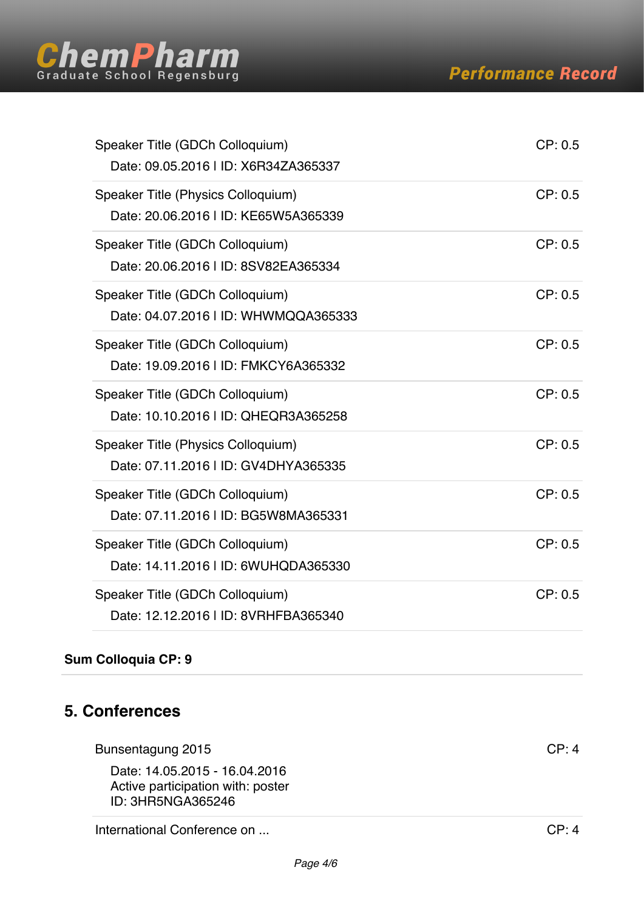Speaker Title (GDCh Colloquium) CP: 0.5
Date: 09.05.2016 I ID: X6R34ZA365337

Speaker Title (Physics Colloquium) CP: 0.5
Date: 20.06.2016 I ID: KE65W5A365339

Speaker Title (GDCh Colloquium) CP: 0.5
Date: 20.06.2016 I ID: 8SV82EA365334

Speaker Title (GDCh Colloquium) CP: 0.5
Date: 04.07.2016 I ID: WHWMQQA365333

Speaker Title (GDCh Colloquium) CP: 0.5
Date: 19.09.2016 I ID: FMKCY6A365332

Speaker Title (GDCh Colloquium) CP: 0.5
Date: 10.10.2016 I ID: QHEQR3A365258

Speaker Title (Physics Colloquium) CP: 0.5
Date: 07.11.2016 I ID: GV4DHYA365335

Speaker Title (GDCh Colloquium) CP: 0.5
Date: 07.11.2016 I ID: BG5W8MA365331

Speaker Title (GDCh Colloquium) CP: 0.5
Date: 14.11.2016 I ID: 6WUHQDA365330

Speaker Title (GDCh Colloquium) CP: 0.5
Date: 12.12.2016 I ID: 8VRHFBA365340

**Sum Colloquia CP: 9**

## 5. Conferences

Bunsentagung 2015 CP: 4
Date: 14.05.2015 - 16.04.2016
Active participation with: poster
ID: 3HR5NGA365246

International Conference on ... CP: 4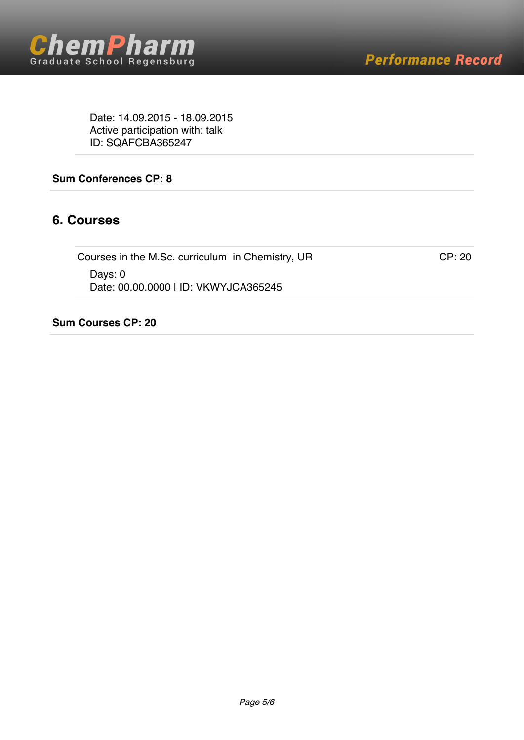Date: 14.09.2015 - 18.09.2015
Active participation with: talk
ID: SQAFCBA365247

**Sum Conferences CP: 8**

## 6. Courses

Courses in the M.Sc. curriculum in Chemistry, UR — CP: 20

Days: 0
Date: 00.00.0000 | ID: VKWYJCA365245

**Sum Courses CP: 20**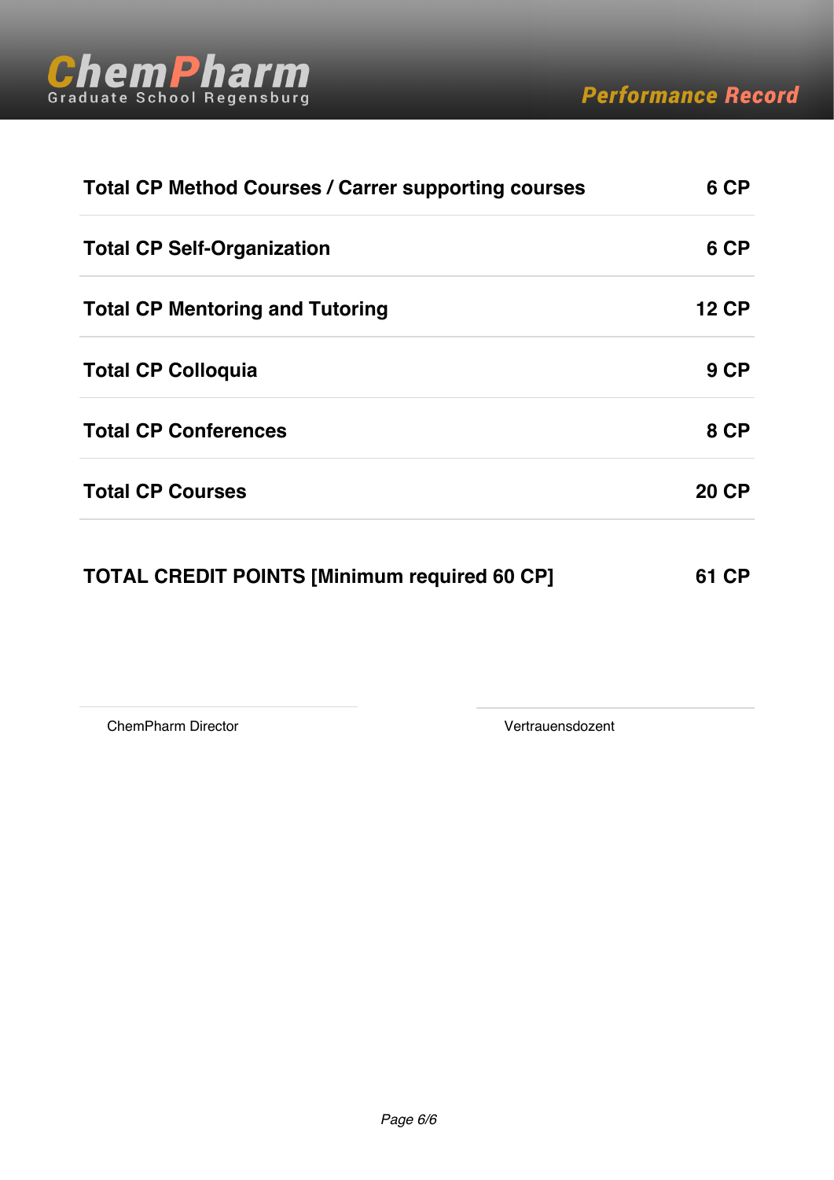| | |
|---|---|
| **Total CP Method Courses / Carrer supporting courses** | **6 CP** |
| **Total CP Self-Organization** | **6 CP** |
| **Total CP Mentoring and Tutoring** | **12 CP** |
| **Total CP Colloquia** | **9 CP** |
| **Total CP Conferences** | **8 CP** |
| **Total CP Courses** | **20 CP** |

| | |
|---|---|
| **TOTAL CREDIT POINTS [Minimum required 60 CP]** | **61 CP** |

ChemPharm Director

Vertrauensdozent